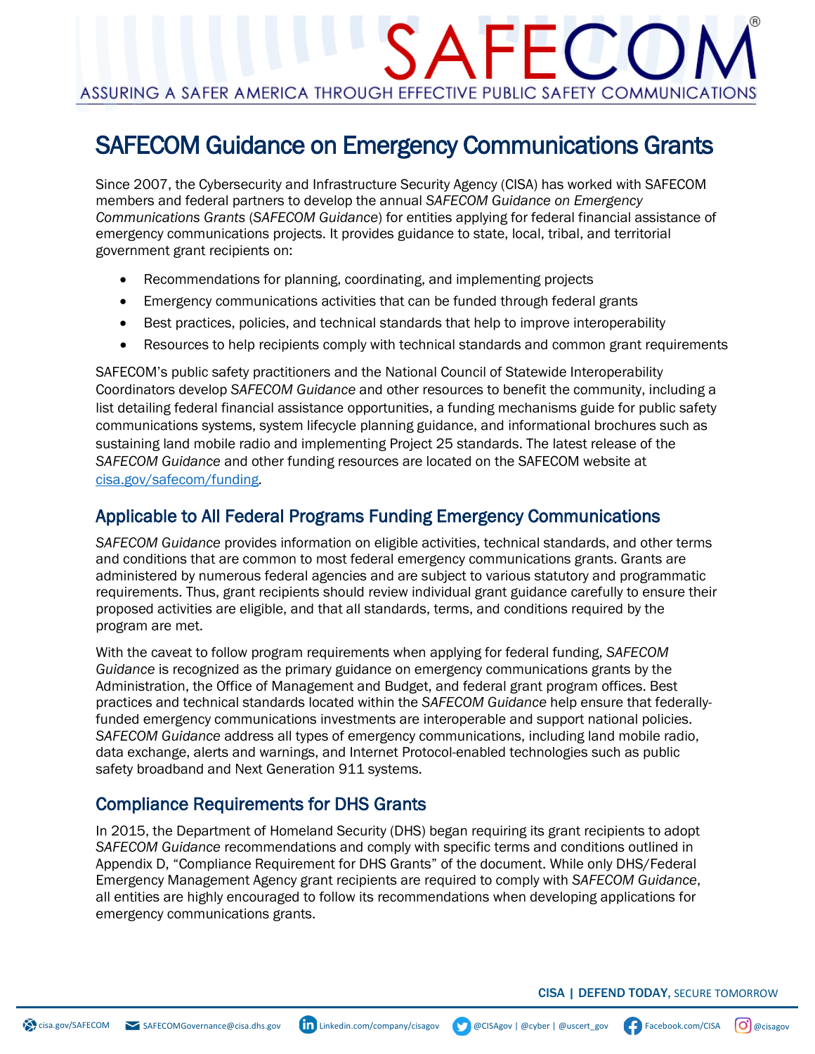# SAFECOM Guidance on Emergency Communications Grants

Since 2007, the Cybersecurity and Infrastructure Security Agency (CISA) has worked with SAFECOM members and federal partners to develop the annual *SAFECOM Guidance on Emergency Communications Grants* (*SAFECOM Guidance*) for entities applying for federal financial assistance of emergency communications projects. It provides guidance to state, local, tribal, and territorial government grant recipients on:

- Recommendations for planning, coordinating, and implementing projects
- Emergency communications activities that can be funded through federal grants
- Best practices, policies, and technical standards that help to improve interoperability
- Resources to help recipients comply with technical standards and common grant requirements

SAFECOM's public safety practitioners and the National Council of Statewide Interoperability Coordinators develop *SAFECOM Guidance* and other resources to benefit the community, including a list detailing federal financial assistance opportunities, a funding mechanisms guide for public safety communications systems, system lifecycle planning guidance, and informational brochures such as sustaining land mobile radio and implementing Project 25 standards. The latest release of the *SAFECOM Guidance* and other funding resources are located on the SAFECOM website at [cisa.gov/safecom/funding](cisa.gov/safecom/funding).

## Applicable to All Federal Programs Funding Emergency Communications

*SAFECOM Guidance* provides information on eligible activities, technical standards, and other terms and conditions that are common to most federal emergency communications grants. Grants are administered by numerous federal agencies and are subject to various statutory and programmatic requirements. Thus, grant recipients should review individual grant guidance carefully to ensure their proposed activities are eligible, and that all standards, terms, and conditions required by the program are met.

With the caveat to follow program requirements when applying for federal funding, *SAFECOM Guidance* is recognized as the primary guidance on emergency communications grants by the Administration, the Office of Management and Budget, and federal grant program offices. Best practices and technical standards located within the *SAFECOM Guidance* help ensure that federally-funded emergency communications investments are interoperable and support national policies. *SAFECOM Guidance* address all types of emergency communications, including land mobile radio, data exchange, alerts and warnings, and Internet Protocol-enabled technologies such as public safety broadband and Next Generation 911 systems.

## Compliance Requirements for DHS Grants

In 2015, the Department of Homeland Security (DHS) began requiring its grant recipients to adopt *SAFECOM Guidance* recommendations and comply with specific terms and conditions outlined in Appendix D, "Compliance Requirement for DHS Grants" of the document. While only DHS/Federal Emergency Management Agency grant recipients are required to comply with *SAFECOM Guidance*, all entities are highly encouraged to follow its recommendations when developing applications for emergency communications grants.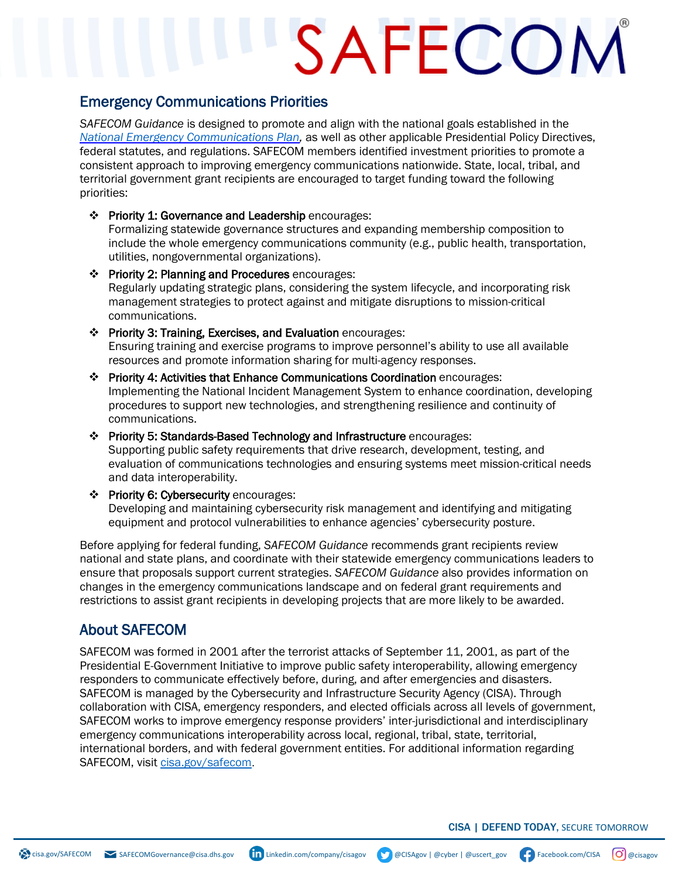## Emergency Communications Priorities

*SAFECOM Guidance* is designed to promote and align with the national goals established in the *National Emergency Communications Plan*, as well as other applicable Presidential Policy Directives, federal statutes, and regulations. SAFECOM members identified investment priorities to promote a consistent approach to improving emergency communications nationwide. State, local, tribal, and territorial government grant recipients are encouraged to target funding toward the following priorities:

- **Priority 1: Governance and Leadership** encourages:
  Formalizing statewide governance structures and expanding membership composition to include the whole emergency communications community (e.g., public health, transportation, utilities, nongovernmental organizations).
- **Priority 2: Planning and Procedures** encourages:
  Regularly updating strategic plans, considering the system lifecycle, and incorporating risk management strategies to protect against and mitigate disruptions to mission-critical communications.
- **Priority 3: Training, Exercises, and Evaluation** encourages:
  Ensuring training and exercise programs to improve personnel's ability to use all available resources and promote information sharing for multi-agency responses.
- **Priority 4: Activities that Enhance Communications Coordination** encourages:
  Implementing the National Incident Management System to enhance coordination, developing procedures to support new technologies, and strengthening resilience and continuity of communications.
- **Priority 5: Standards-Based Technology and Infrastructure** encourages:
  Supporting public safety requirements that drive research, development, testing, and evaluation of communications technologies and ensuring systems meet mission-critical needs and data interoperability.
- **Priority 6: Cybersecurity** encourages:
  Developing and maintaining cybersecurity risk management and identifying and mitigating equipment and protocol vulnerabilities to enhance agencies' cybersecurity posture.

Before applying for federal funding, *SAFECOM Guidance* recommends grant recipients review national and state plans, and coordinate with their statewide emergency communications leaders to ensure that proposals support current strategies. *SAFECOM Guidance* also provides information on changes in the emergency communications landscape and on federal grant requirements and restrictions to assist grant recipients in developing projects that are more likely to be awarded.

## About SAFECOM

SAFECOM was formed in 2001 after the terrorist attacks of September 11, 2001, as part of the Presidential E-Government Initiative to improve public safety interoperability, allowing emergency responders to communicate effectively before, during, and after emergencies and disasters. SAFECOM is managed by the Cybersecurity and Infrastructure Security Agency (CISA). Through collaboration with CISA, emergency responders, and elected officials across all levels of government, SAFECOM works to improve emergency response providers' inter-jurisdictional and interdisciplinary emergency communications interoperability across local, regional, tribal, state, territorial, international borders, and with federal government entities. For additional information regarding SAFECOM, visit cisa.gov/safecom.